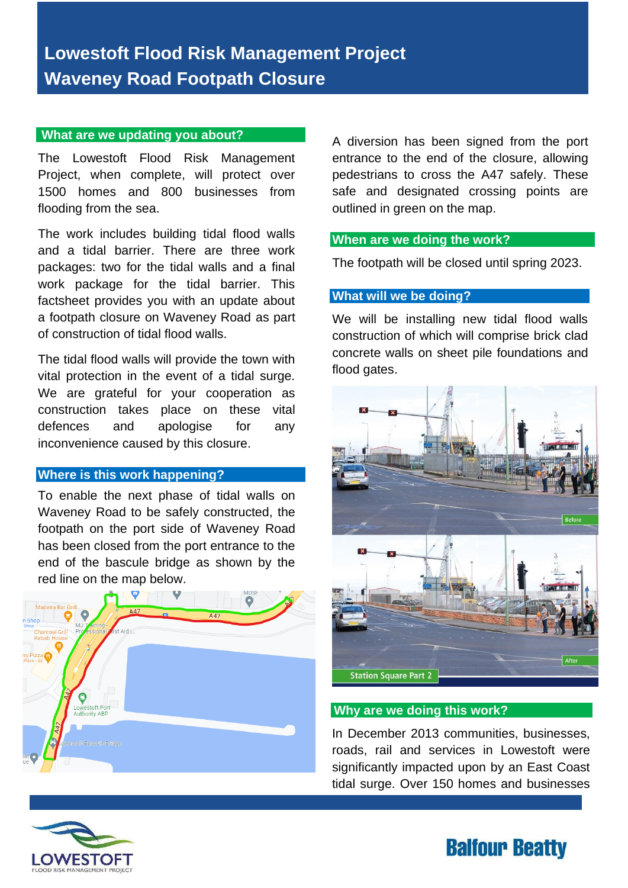# Lowestoft Flood Risk Management Project
# Waveney Road Footpath Closure

## What are we updating you about?

The Lowestoft Flood Risk Management Project, when complete, will protect over 1500 homes and 800 businesses from flooding from the sea.

The work includes building tidal flood walls and a tidal barrier. There are three work packages: two for the tidal walls and a final work package for the tidal barrier. This factsheet provides you with an update about a footpath closure on Waveney Road as part of construction of tidal flood walls.

The tidal flood walls will provide the town with vital protection in the event of a tidal surge. We are grateful for your cooperation as construction takes place on these vital defences and apologise for any inconvenience caused by this closure.

## Where is this work happening?

To enable the next phase of tidal walls on Waveney Road to be safely constructed, the footpath on the port side of Waveney Road has been closed from the port entrance to the end of the bascule bridge as shown by the red line on the map below.

A diversion has been signed from the port entrance to the end of the closure, allowing pedestrians to cross the A47 safely. These safe and designated crossing points are outlined in green on the map.

## When are we doing the work?

The footpath will be closed until spring 2023.

## What will we be doing?

We will be installing new tidal flood walls construction of which will comprise brick clad concrete walls on sheet pile foundations and flood gates.

Station Square Part 2

## Why are we doing this work?

In December 2013 communities, businesses, roads, rail and services in Lowestoft were significantly impacted upon by an East Coast tidal surge. Over 150 homes and businesses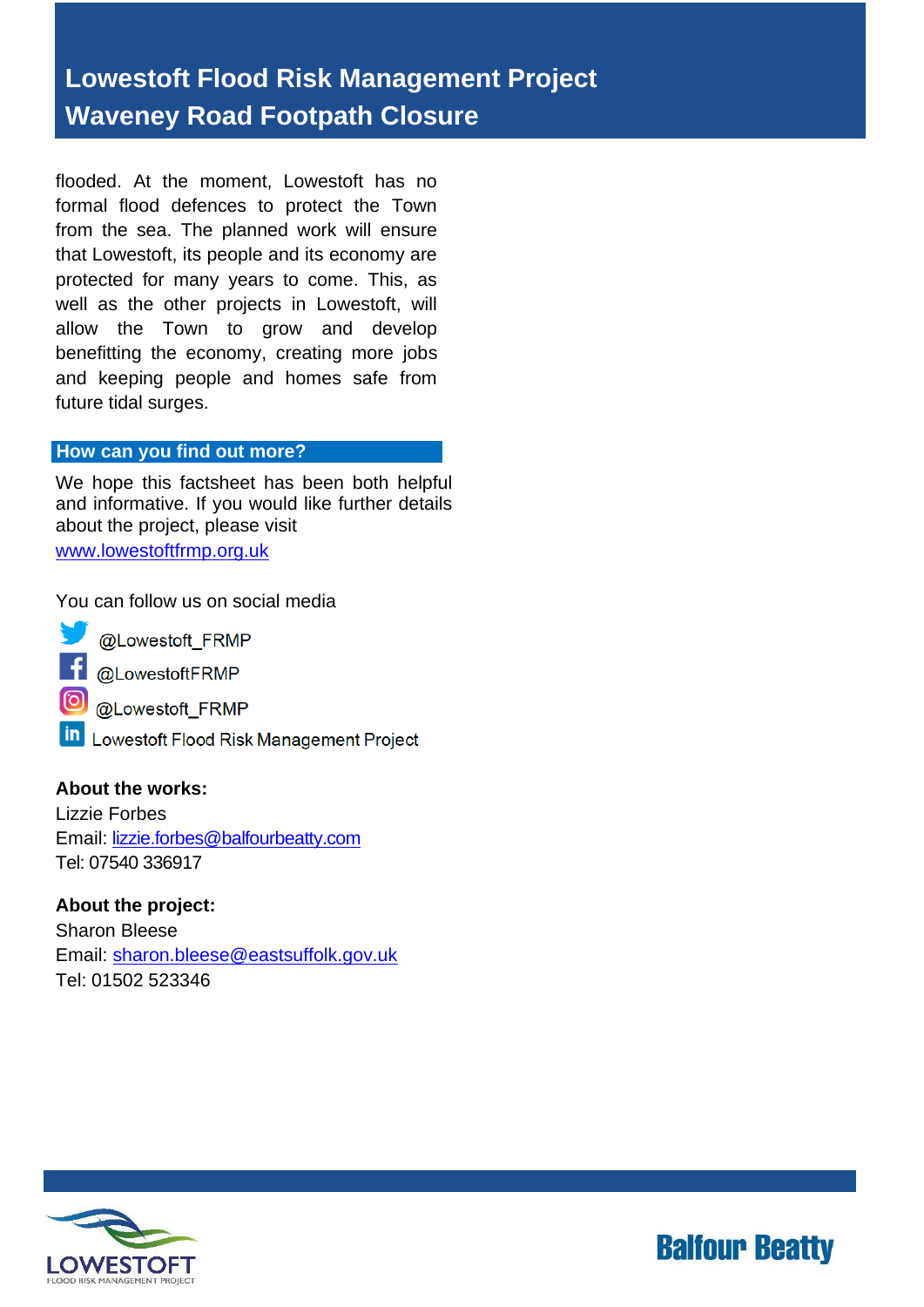# Lowestoft Flood Risk Management Project
# Waveney Road Footpath Closure

flooded. At the moment, Lowestoft has no formal flood defences to protect the Town from the sea. The planned work will ensure that Lowestoft, its people and its economy are protected for many years to come. This, as well as the other projects in Lowestoft, will allow the Town to grow and develop benefitting the economy, creating more jobs and keeping people and homes safe from future tidal surges.

## How can you find out more?

We hope this factsheet has been both helpful and informative. If you would like further details about the project, please visit www.lowestoftfrmp.org.uk

You can follow us on social media

@Lowestoft_FRMP

@LowestoftFRMP

@Lowestoft_FRMP

Lowestoft Flood Risk Management Project

**About the works:**
Lizzie Forbes
Email: lizzie.forbes@balfourbeatty.com
Tel: 07540 336917

**About the project:**
Sharon Bleese
Email: sharon.bleese@eastsuffolk.gov.uk
Tel: 01502 523346

LOWESTOFT
FLOOD RISK MANAGEMENT PROJECT

Balfour Beatty